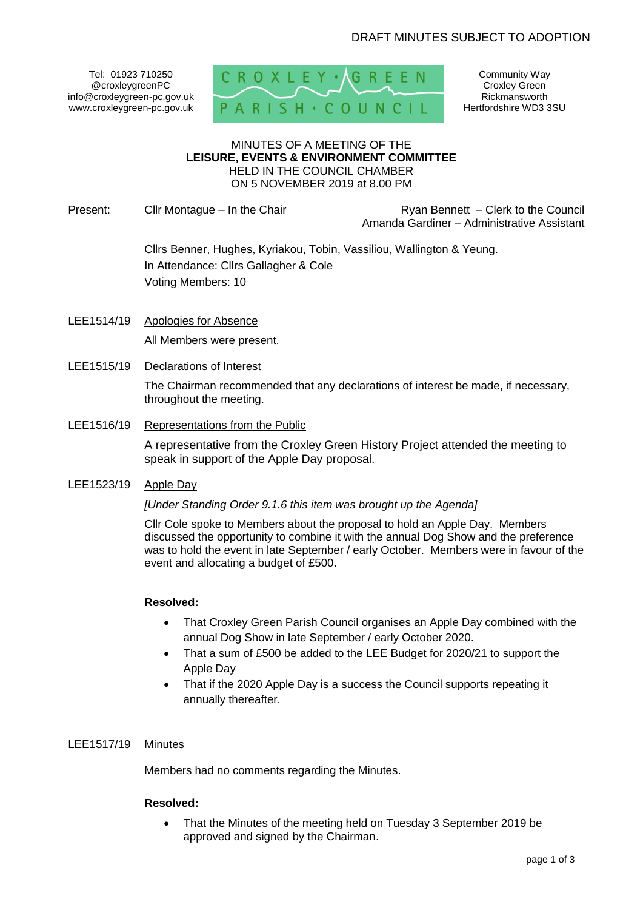DRAFT MINUTES SUBJECT TO ADOPTION

Tel: 01923 710250
@croxleygreenPC
info@croxleygreen-pc.gov.uk
www.croxleygreen-pc.gov.uk

CROXLEY GREEN PARISH COUNCIL

Community Way
Croxley Green
Rickmansworth
Hertfordshire WD3 3SU

MINUTES OF A MEETING OF THE
**LEISURE, EVENTS & ENVIRONMENT COMMITTEE**
HELD IN THE COUNCIL CHAMBER
ON 5 NOVEMBER 2019 at 8.00 PM

Present: Cllr Montague – In the Chair

Ryan Bennett – Clerk to the Council
Amanda Gardiner – Administrative Assistant

Cllrs Benner, Hughes, Kyriakou, Tobin, Vassiliou, Wallington & Yeung.
In Attendance: Cllrs Gallagher & Cole
Voting Members: 10

LEE1514/19 Apologies for Absence

All Members were present.

LEE1515/19 Declarations of Interest

The Chairman recommended that any declarations of interest be made, if necessary, throughout the meeting.

LEE1516/19 Representations from the Public

A representative from the Croxley Green History Project attended the meeting to speak in support of the Apple Day proposal.

LEE1523/19 Apple Day

*[Under Standing Order 9.1.6 this item was brought up the Agenda]*

Cllr Cole spoke to Members about the proposal to hold an Apple Day. Members discussed the opportunity to combine it with the annual Dog Show and the preference was to hold the event in late September / early October. Members were in favour of the event and allocating a budget of £500.

**Resolved:**

- That Croxley Green Parish Council organises an Apple Day combined with the annual Dog Show in late September / early October 2020.
- That a sum of £500 be added to the LEE Budget for 2020/21 to support the Apple Day
- That if the 2020 Apple Day is a success the Council supports repeating it annually thereafter.

LEE1517/19 Minutes

Members had no comments regarding the Minutes.

**Resolved:**

- That the Minutes of the meeting held on Tuesday 3 September 2019 be approved and signed by the Chairman.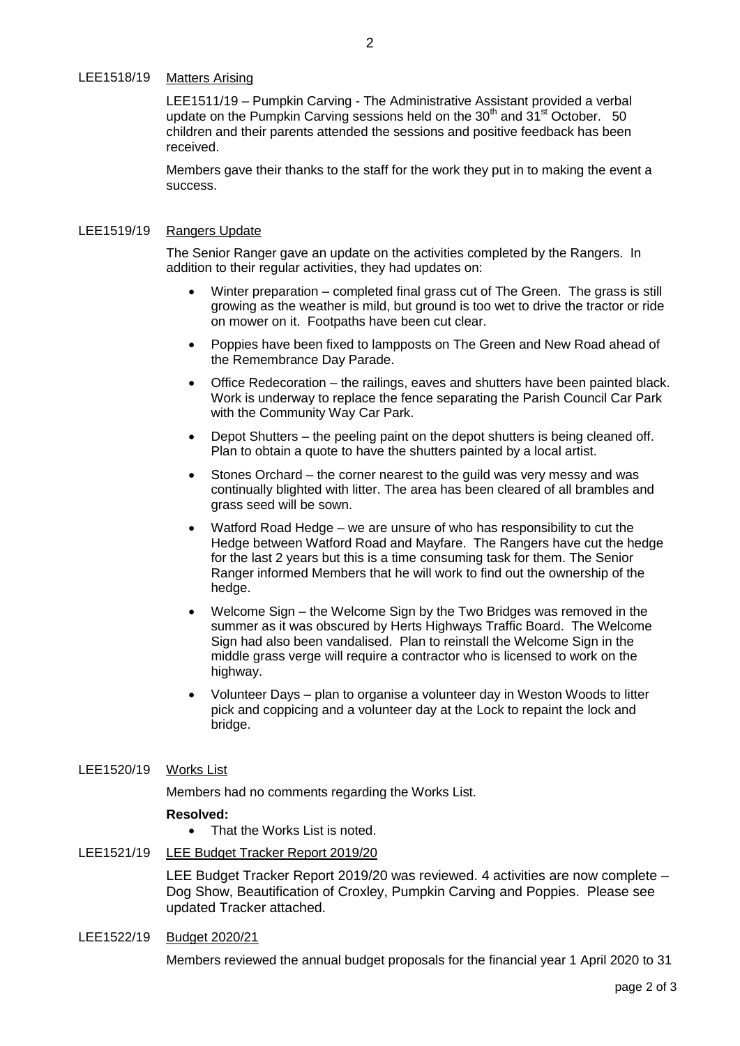LEE1518/19 Matters Arising

LEE1511/19 – Pumpkin Carving - The Administrative Assistant provided a verbal update on the Pumpkin Carving sessions held on the 30th and 31st October. 50 children and their parents attended the sessions and positive feedback has been received.

Members gave their thanks to the staff for the work they put in to making the event a success.

LEE1519/19 Rangers Update

The Senior Ranger gave an update on the activities completed by the Rangers. In addition to their regular activities, they had updates on:

- Winter preparation – completed final grass cut of The Green. The grass is still growing as the weather is mild, but ground is too wet to drive the tractor or ride on mower on it. Footpaths have been cut clear.
- Poppies have been fixed to lampposts on The Green and New Road ahead of the Remembrance Day Parade.
- Office Redecoration – the railings, eaves and shutters have been painted black. Work is underway to replace the fence separating the Parish Council Car Park with the Community Way Car Park.
- Depot Shutters – the peeling paint on the depot shutters is being cleaned off. Plan to obtain a quote to have the shutters painted by a local artist.
- Stones Orchard – the corner nearest to the guild was very messy and was continually blighted with litter. The area has been cleared of all brambles and grass seed will be sown.
- Watford Road Hedge – we are unsure of who has responsibility to cut the Hedge between Watford Road and Mayfare. The Rangers have cut the hedge for the last 2 years but this is a time consuming task for them. The Senior Ranger informed Members that he will work to find out the ownership of the hedge.
- Welcome Sign – the Welcome Sign by the Two Bridges was removed in the summer as it was obscured by Herts Highways Traffic Board. The Welcome Sign had also been vandalised. Plan to reinstall the Welcome Sign in the middle grass verge will require a contractor who is licensed to work on the highway.
- Volunteer Days – plan to organise a volunteer day in Weston Woods to litter pick and coppicing and a volunteer day at the Lock to repaint the lock and bridge.

LEE1520/19 Works List

Members had no comments regarding the Works List.

**Resolved:**

- That the Works List is noted.

LEE1521/19 LEE Budget Tracker Report 2019/20

LEE Budget Tracker Report 2019/20 was reviewed. 4 activities are now complete – Dog Show, Beautification of Croxley, Pumpkin Carving and Poppies. Please see updated Tracker attached.

LEE1522/19 Budget 2020/21

Members reviewed the annual budget proposals for the financial year 1 April 2020 to 31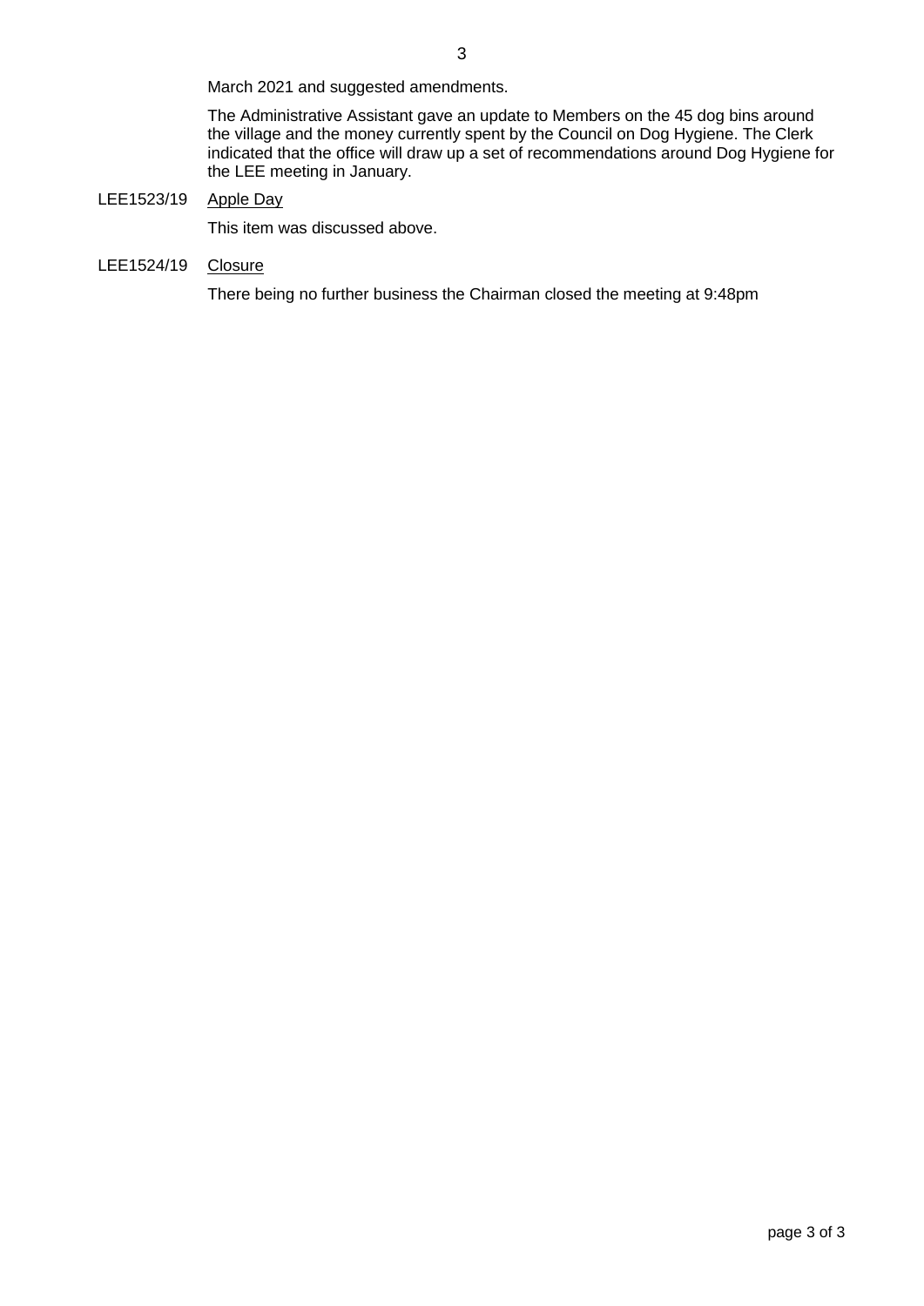March 2021 and suggested amendments.

The Administrative Assistant gave an update to Members on the 45 dog bins around the village and the money currently spent by the Council on Dog Hygiene. The Clerk indicated that the office will draw up a set of recommendations around Dog Hygiene for the LEE meeting in January.

LEE1523/19 Apple Day

This item was discussed above.

LEE1524/19 Closure

There being no further business the Chairman closed the meeting at 9:48pm